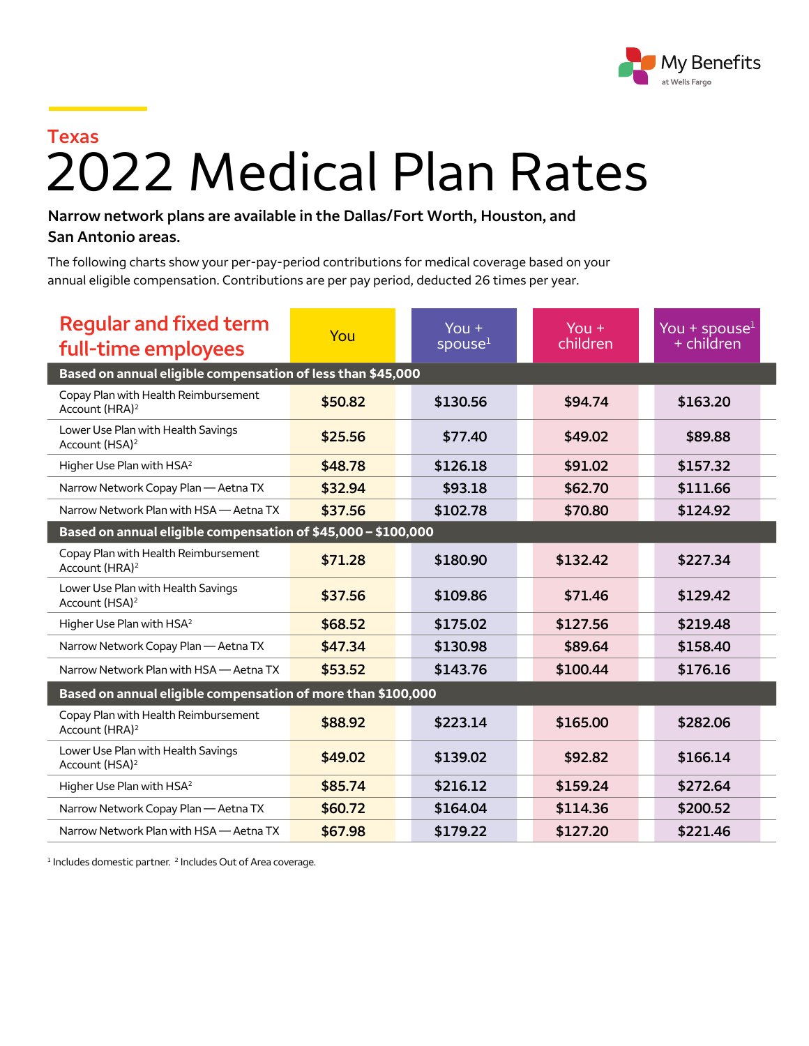My Benefits at Wells Fargo

## Texas

# 2022 Medical Plan Rates

**Narrow network plans are available in the Dallas/Fort Worth, Houston, and San Antonio areas.**

The following charts show your per-pay-period contributions for medical coverage based on your annual eligible compensation. Contributions are per pay period, deducted 26 times per year.

| Regular and fixed term full-time employees | You | You + spouse[1] | You + children | You + spouse[1] + children |
|---|---|---|---|---|
| **Based on annual eligible compensation of less than $45,000** | | | | |
| Copay Plan with Health Reimbursement Account (HRA)[2] | $50.82 | $130.56 | $94.74 | $163.20 |
| Lower Use Plan with Health Savings Account (HSA)[2] | $25.56 | $77.40 | $49.02 | $89.88 |
| Higher Use Plan with HSA[2] | $48.78 | $126.18 | $91.02 | $157.32 |
| Narrow Network Copay Plan — Aetna TX | $32.94 | $93.18 | $62.70 | $111.66 |
| Narrow Network Plan with HSA — Aetna TX | $37.56 | $102.78 | $70.80 | $124.92 |
| **Based on annual eligible compensation of $45,000 – $100,000** | | | | |
| Copay Plan with Health Reimbursement Account (HRA)[2] | $71.28 | $180.90 | $132.42 | $227.34 |
| Lower Use Plan with Health Savings Account (HSA)[2] | $37.56 | $109.86 | $71.46 | $129.42 |
| Higher Use Plan with HSA[2] | $68.52 | $175.02 | $127.56 | $219.48 |
| Narrow Network Copay Plan — Aetna TX | $47.34 | $130.98 | $89.64 | $158.40 |
| Narrow Network Plan with HSA — Aetna TX | $53.52 | $143.76 | $100.44 | $176.16 |
| **Based on annual eligible compensation of more than $100,000** | | | | |
| Copay Plan with Health Reimbursement Account (HRA)[2] | $88.92 | $223.14 | $165.00 | $282.06 |
| Lower Use Plan with Health Savings Account (HSA)[2] | $49.02 | $139.02 | $92.82 | $166.14 |
| Higher Use Plan with HSA[2] | $85.74 | $216.12 | $159.24 | $272.64 |
| Narrow Network Copay Plan — Aetna TX | $60.72 | $164.04 | $114.36 | $200.52 |
| Narrow Network Plan with HSA — Aetna TX | $67.98 | $179.22 | $127.20 | $221.46 |

[1] Includes domestic partner. [2] Includes Out of Area coverage.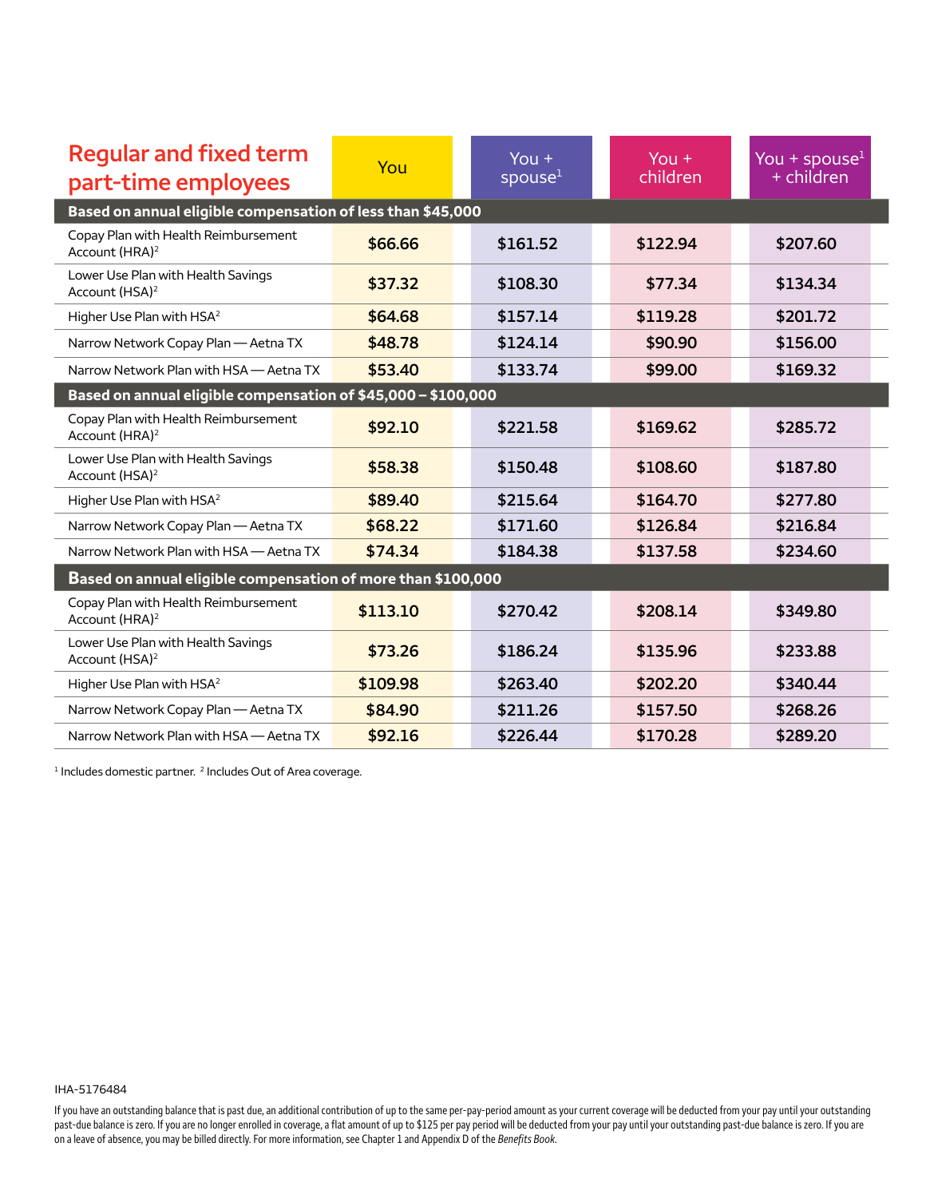| Regular and fixed term part-time employees | You | You + spouse[1] | You + children | You + spouse[1] + children |
|---|---|---|---|---|
| **Based on annual eligible compensation of less than $45,000** | | | | |
| Copay Plan with Health Reimbursement Account (HRA)[2] | $66.66 | $161.52 | $122.94 | $207.60 |
| Lower Use Plan with Health Savings Account (HSA)[2] | $37.32 | $108.30 | $77.34 | $134.34 |
| Higher Use Plan with HSA[2] | $64.68 | $157.14 | $119.28 | $201.72 |
| Narrow Network Copay Plan — Aetna TX | $48.78 | $124.14 | $90.90 | $156.00 |
| Narrow Network Plan with HSA — Aetna TX | $53.40 | $133.74 | $99.00 | $169.32 |
| **Based on annual eligible compensation of $45,000 – $100,000** | | | | |
| Copay Plan with Health Reimbursement Account (HRA)[2] | $92.10 | $221.58 | $169.62 | $285.72 |
| Lower Use Plan with Health Savings Account (HSA)[2] | $58.38 | $150.48 | $108.60 | $187.80 |
| Higher Use Plan with HSA[2] | $89.40 | $215.64 | $164.70 | $277.80 |
| Narrow Network Copay Plan — Aetna TX | $68.22 | $171.60 | $126.84 | $216.84 |
| Narrow Network Plan with HSA — Aetna TX | $74.34 | $184.38 | $137.58 | $234.60 |
| **Based on annual eligible compensation of more than $100,000** | | | | |
| Copay Plan with Health Reimbursement Account (HRA)[2] | $113.10 | $270.42 | $208.14 | $349.80 |
| Lower Use Plan with Health Savings Account (HSA)[2] | $73.26 | $186.24 | $135.96 | $233.88 |
| Higher Use Plan with HSA[2] | $109.98 | $263.40 | $202.20 | $340.44 |
| Narrow Network Copay Plan — Aetna TX | $84.90 | $211.26 | $157.50 | $268.26 |
| Narrow Network Plan with HSA — Aetna TX | $92.16 | $226.44 | $170.28 | $289.20 |

[1] Includes domestic partner. [2] Includes Out of Area coverage.

IHA-5176484

If you have an outstanding balance that is past due, an additional contribution of up to the same per-pay-period amount as your current coverage will be deducted from your pay until your outstanding past-due balance is zero. If you are no longer enrolled in coverage, a flat amount of up to $125 per pay period will be deducted from your pay until your outstanding past-due balance is zero. If you are on a leave of absence, you may be billed directly. For more information, see Chapter 1 and Appendix D of the *Benefits Book*.